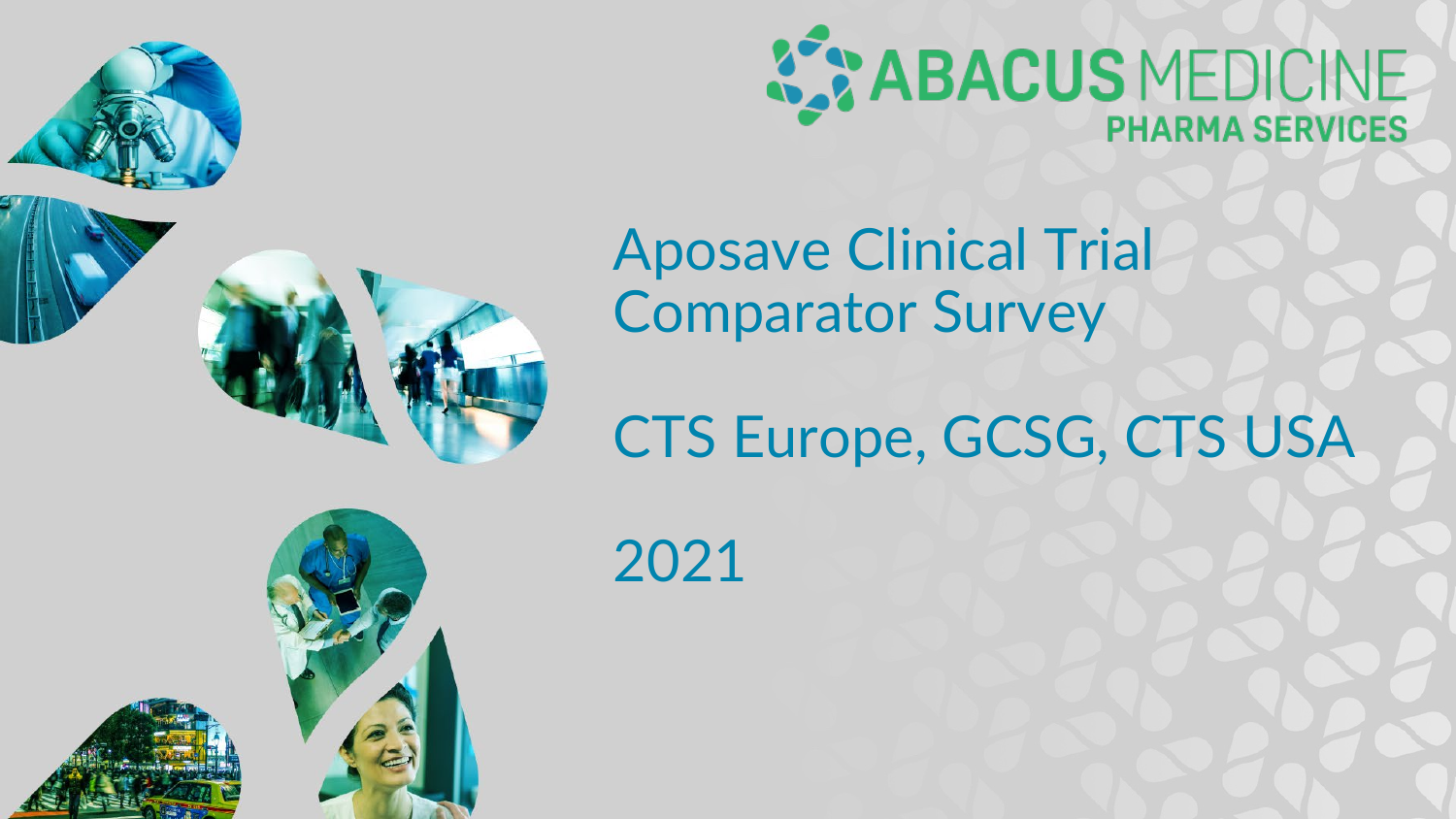ABACUS MEDICINE
PHARMA SERVICES

# Aposave Clinical Trial Comparator Survey

## CTS Europe, GCSG, CTS USA

## 2021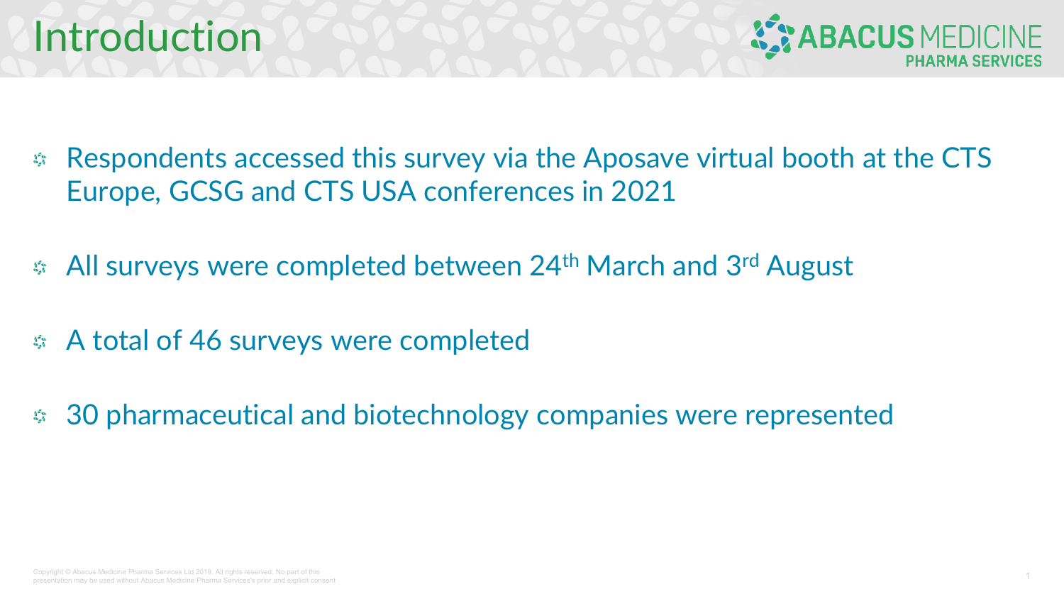# Introduction

- Respondents accessed this survey via the Aposave virtual booth at the CTS Europe, GCSG and CTS USA conferences in 2021
- All surveys were completed between 24th March and 3rd August
- A total of 46 surveys were completed
- 30 pharmaceutical and biotechnology companies were represented

Copyright © Abacus Medicine Pharma Services Ltd 2019. All rights reserved. No part of this presentation may be used without Abacus Medicine Pharma Services's prior and explicit consent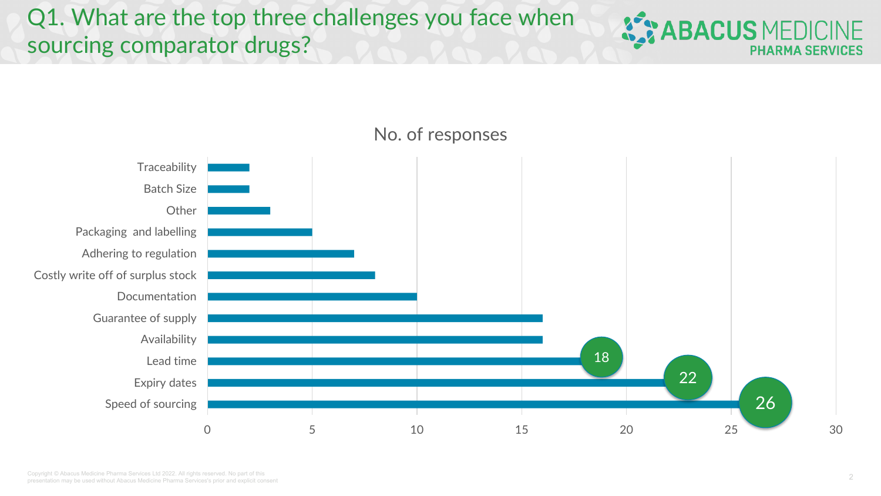# Q1. What are the top three challenges you face when sourcing comparator drugs?

No. of responses

| Challenge | No. of responses |
| --- | --- |
| Traceability | 2 |
| Batch Size | 2 |
| Other | 3 |
| Packaging and labelling | 5 |
| Adhering to regulation | 7 |
| Costly write off of surplus stock | 8 |
| Documentation | 10 |
| Guarantee of supply | 16 |
| Availability | 16 |
| Lead time | 18 |
| Expiry dates | 22 |
| Speed of sourcing | 26 |

Copyright © Abacus Medicine Pharma Services Ltd 2022. All rights reserved. No part of this presentation may be used without Abacus Medicine Pharma Services's prior and explicit consent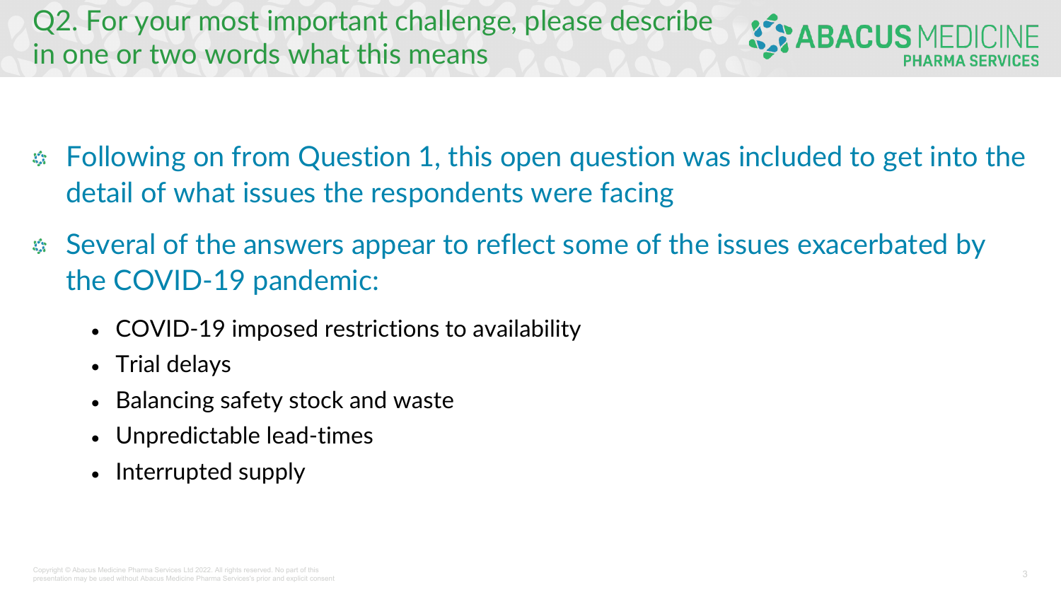# Q2. For your most important challenge, please describe in one or two words what this means

- Following on from Question 1, this open question was included to get into the detail of what issues the respondents were facing
- Several of the answers appear to reflect some of the issues exacerbated by the COVID-19 pandemic:
  - COVID-19 imposed restrictions to availability
  - Trial delays
  - Balancing safety stock and waste
  - Unpredictable lead-times
  - Interrupted supply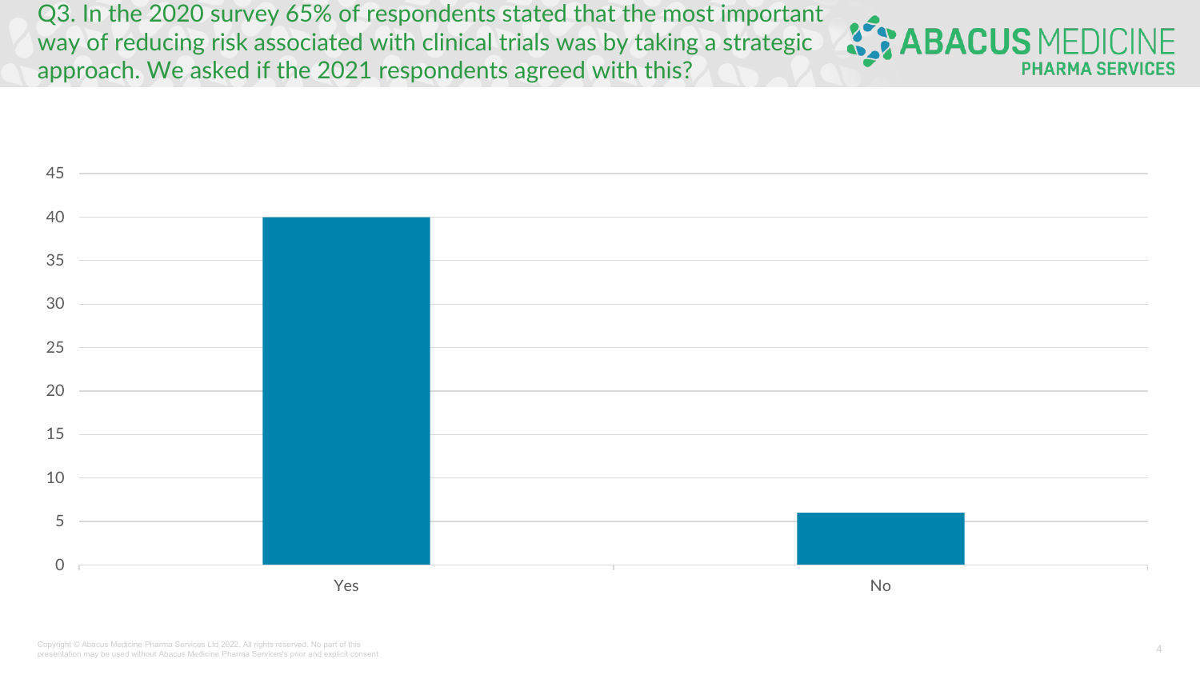# Q3. In the 2020 survey 65% of respondents stated that the most important way of reducing risk associated with clinical trials was by taking a strategic approach. We asked if the 2021 respondents agreed with this?

| Response | Count |
| --- | --- |
| Yes | 40 |
| No | 6 |

Copyright © Abacus Medicine Pharma Services Ltd 2022. All rights reserved. No part of this presentation may be used without Abacus Medicine Pharma Services's prior and explicit consent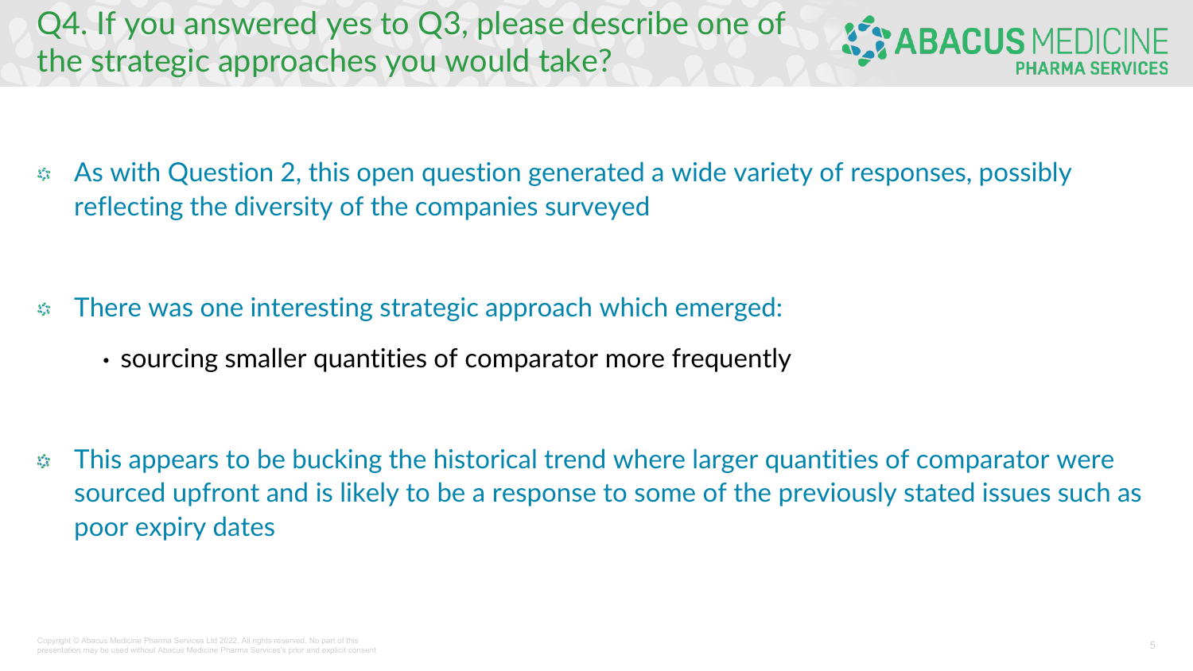# Q4. If you answered yes to Q3, please describe one of the strategic approaches you would take?

- As with Question 2, this open question generated a wide variety of responses, possibly reflecting the diversity of the companies surveyed

- There was one interesting strategic approach which emerged:
  - sourcing smaller quantities of comparator more frequently

- This appears to be bucking the historical trend where larger quantities of comparator were sourced upfront and is likely to be a response to some of the previously stated issues such as poor expiry dates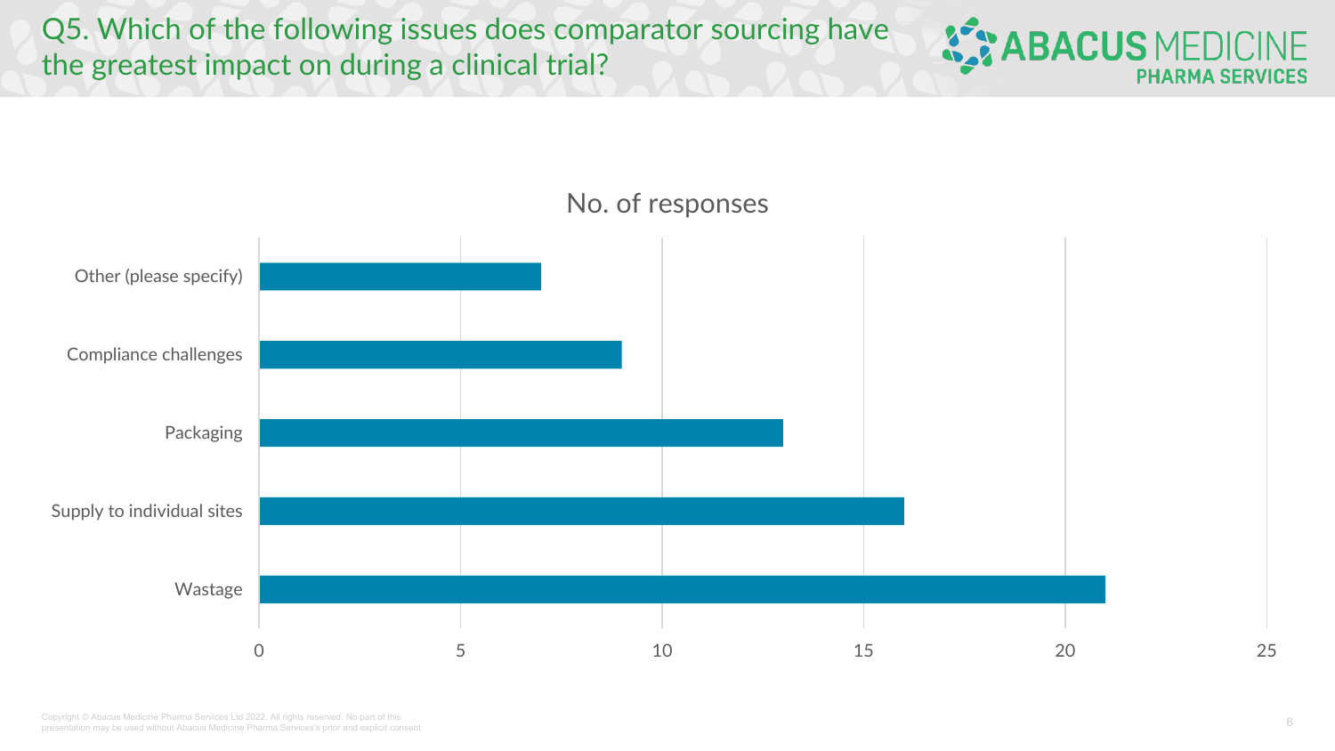# Q5. Which of the following issues does comparator sourcing have the greatest impact on during a clinical trial?

No. of responses

| Issue | No. of responses |
|---|---|
| Other (please specify) | 7 |
| Compliance challenges | 9 |
| Packaging | 13 |
| Supply to individual sites | 16 |
| Wastage | 21 |

Copyright © Abacus Medicine Pharma Services Ltd 2022. All rights reserved. No part of this presentation may be used without Abacus Medicine Pharma Services's prior and explicit consent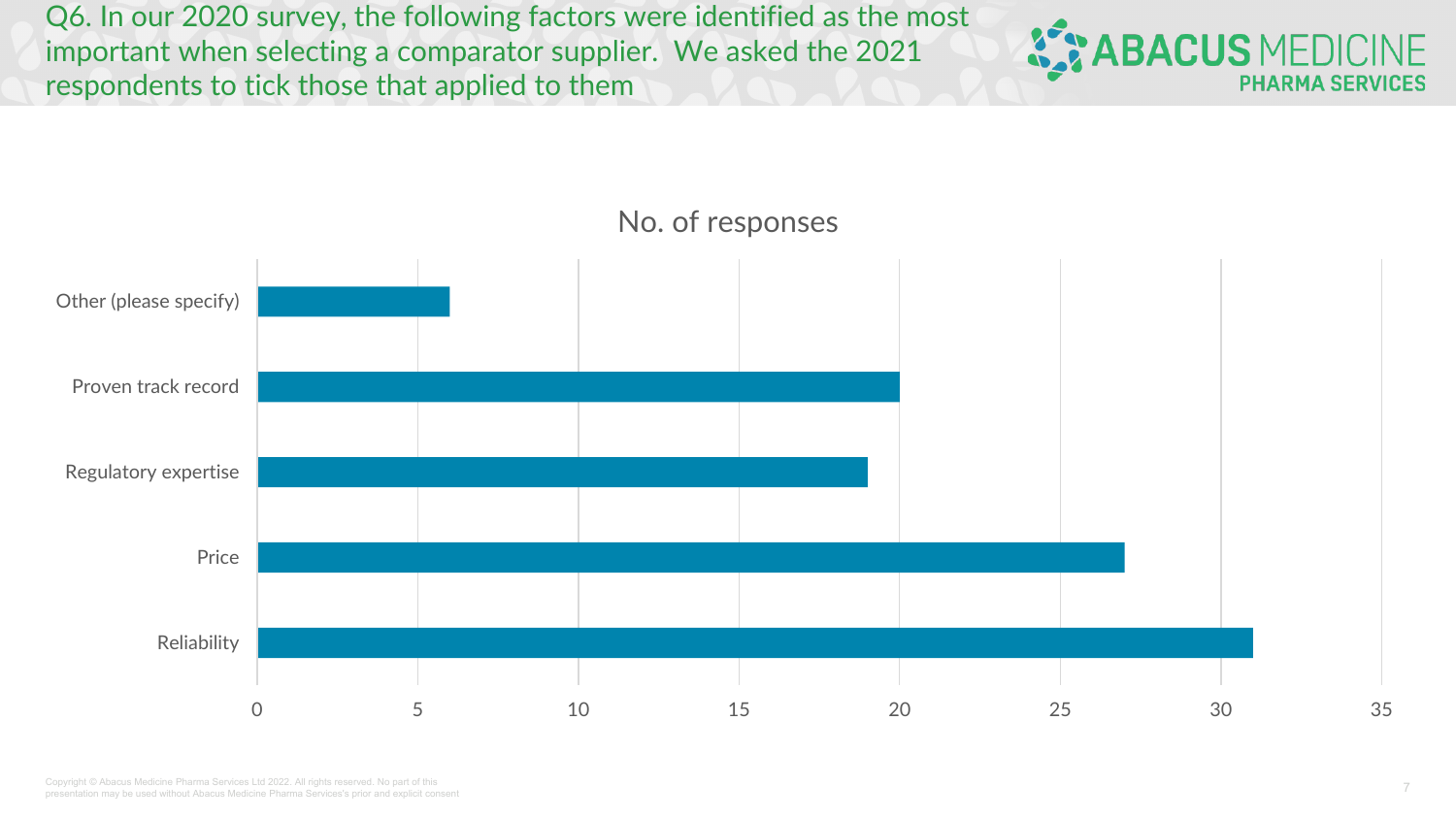# Q6. In our 2020 survey, the following factors were identified as the most important when selecting a comparator supplier. We asked the 2021 respondents to tick those that applied to them

**No. of responses**

| Factor | No. of responses |
|---|---|
| Other (please specify) | 6 |
| Proven track record | 20 |
| Regulatory expertise | 19 |
| Price | 27 |
| Reliability | 31 |

Copyright © Abacus Medicine Pharma Services Ltd 2022. All rights reserved. No part of this presentation may be used without Abacus Medicine Pharma Services's prior and explicit consent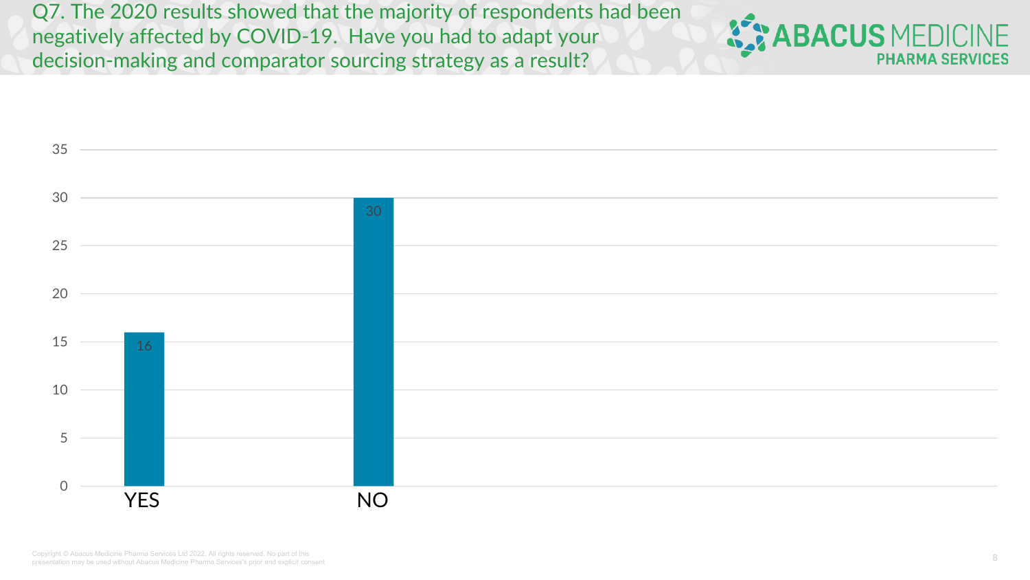# Q7. The 2020 results showed that the majority of respondents had been negatively affected by COVID-19. Have you had to adapt your decision-making and comparator sourcing strategy as a result?

| Response | Count |
|---|---|
| YES | 16 |
| NO | 30 |

Copyright © Abacus Medicine Pharma Services Ltd 2022. All rights reserved. No part of this presentation may be used without Abacus Medicine Pharma Services's prior and explicit consent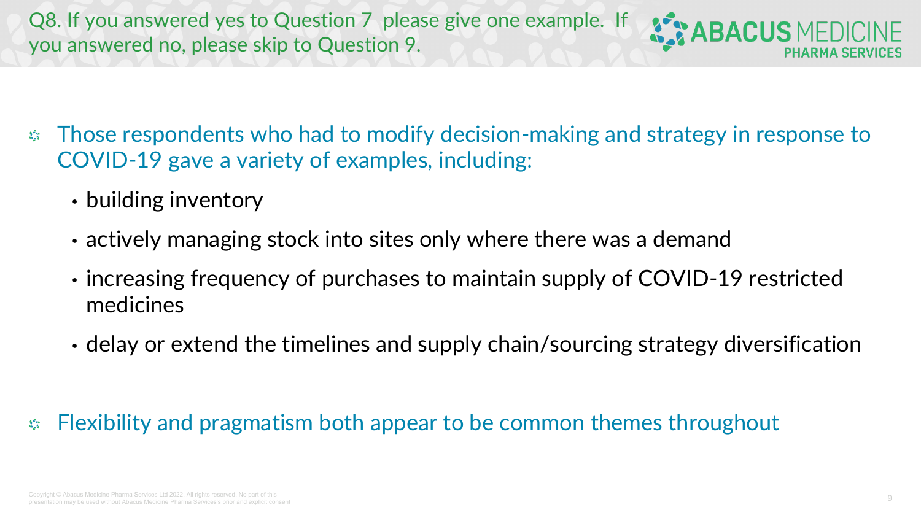# Q8. If you answered yes to Question 7 please give one example. If you answered no, please skip to Question 9.

- Those respondents who had to modify decision-making and strategy in response to COVID-19 gave a variety of examples, including:
  - building inventory
  - actively managing stock into sites only where there was a demand
  - increasing frequency of purchases to maintain supply of COVID-19 restricted medicines
  - delay or extend the timelines and supply chain/sourcing strategy diversification

- Flexibility and pragmatism both appear to be common themes throughout

Copyright © Abacus Medicine Pharma Services Ltd 2022. All rights reserved. No part of this presentation may be used without Abacus Medicine Pharma Services's prior and explicit consent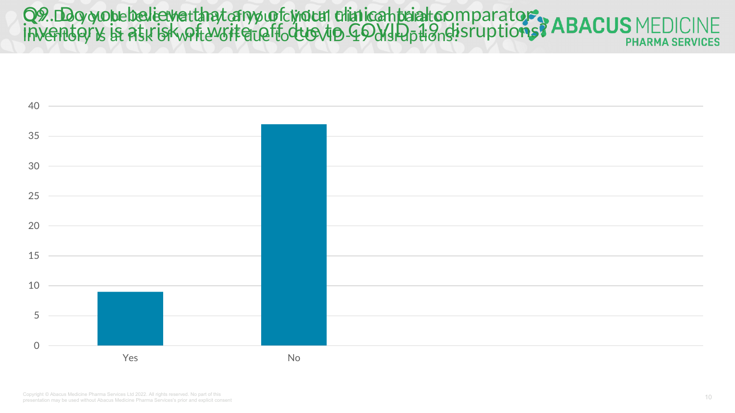# Q9. Do you believe that any of your clinical trial comparator inventory is at risk of write-off due to COVID-19 disruptions?

| Response | Count |
|---|---|
| Yes | 9 |
| No | 37 |

Copyright © Abacus Medicine Pharma Services Ltd 2022. All rights reserved. No part of this presentation may be used without Abacus Medicine Pharma Services's prior and explicit consent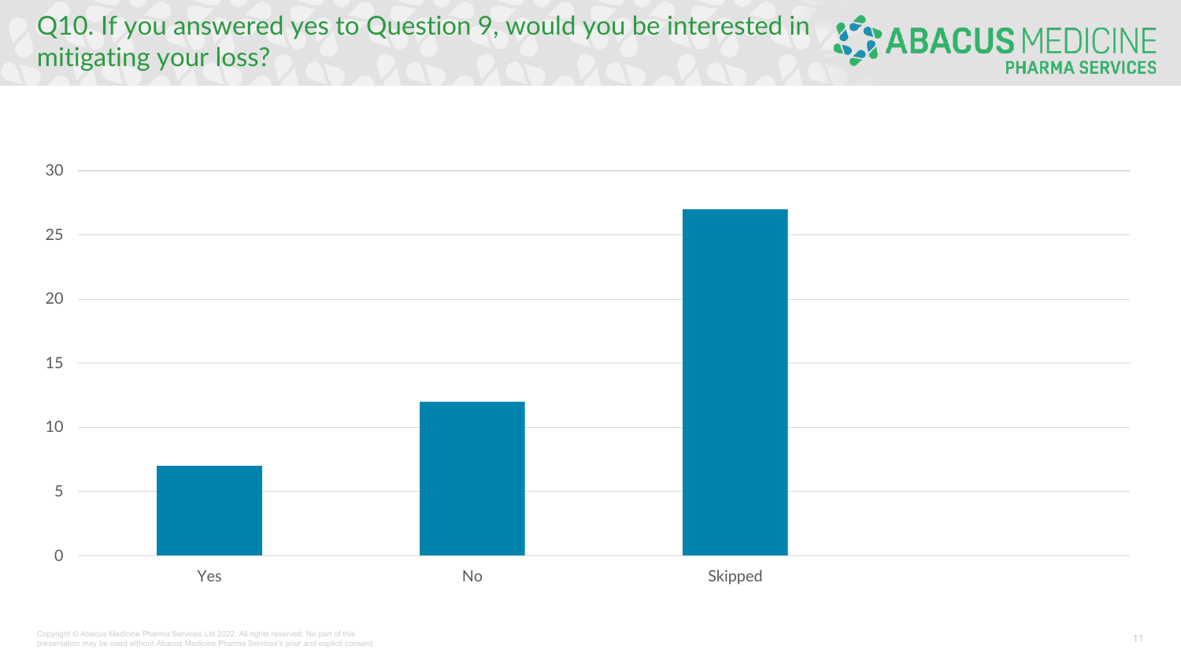# Q10. If you answered yes to Question 9, would you be interested in mitigating your loss?

| Response | Count |
|---|---|
| Yes | 7 |
| No | 12 |
| Skipped | 27 |

Copyright © Abacus Medicine Pharma Services Ltd 2022. All rights reserved. No part of this presentation may be used without Abacus Medicine Pharma Services's prior and explicit consent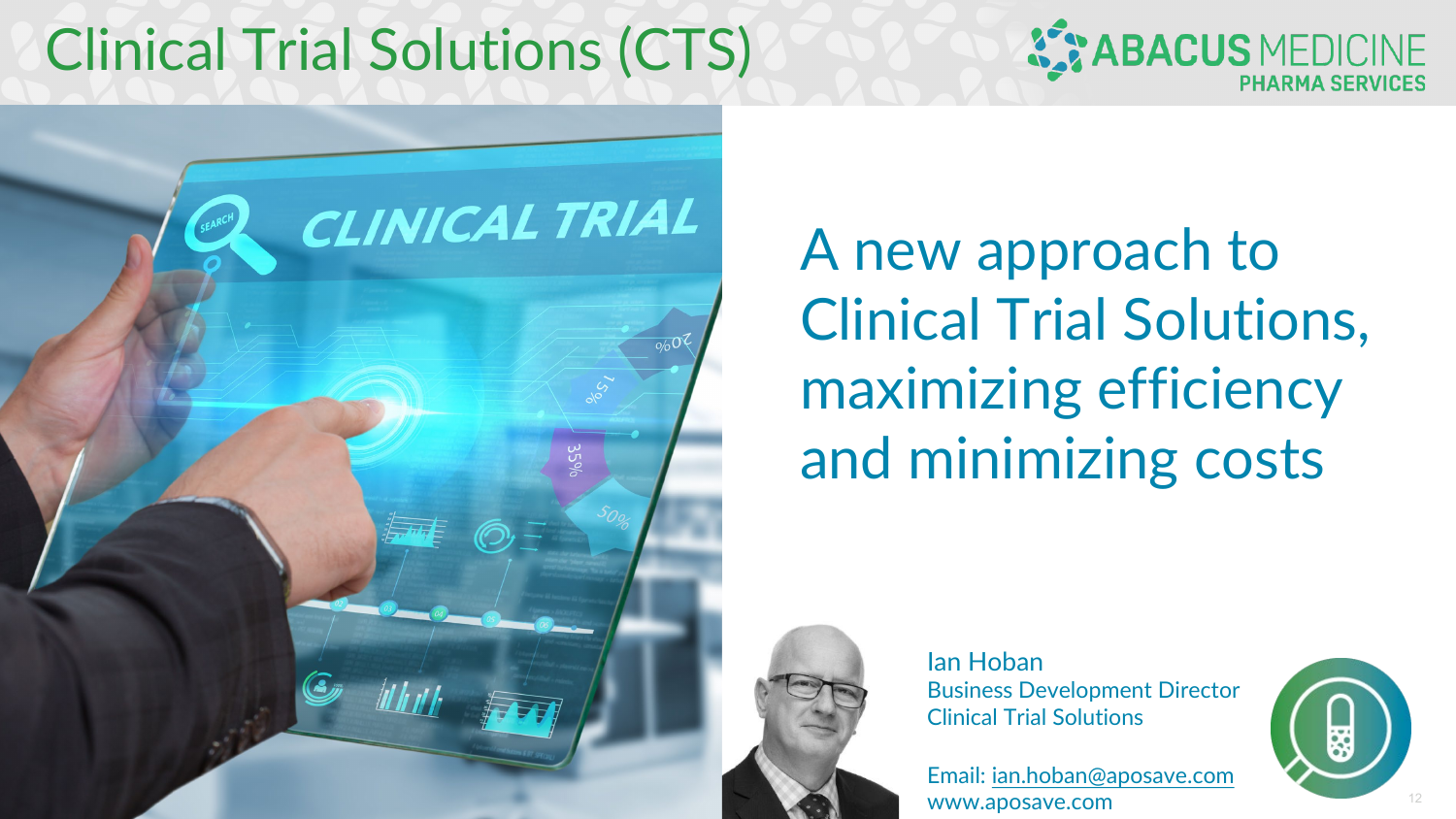# Clinical Trial Solutions (CTS)

ABACUS MEDICINE PHARMA SERVICES

## A new approach to Clinical Trial Solutions, maximizing efficiency and minimizing costs

Ian Hoban
Business Development Director
Clinical Trial Solutions

Email: ian.hoban@aposave.com
www.aposave.com